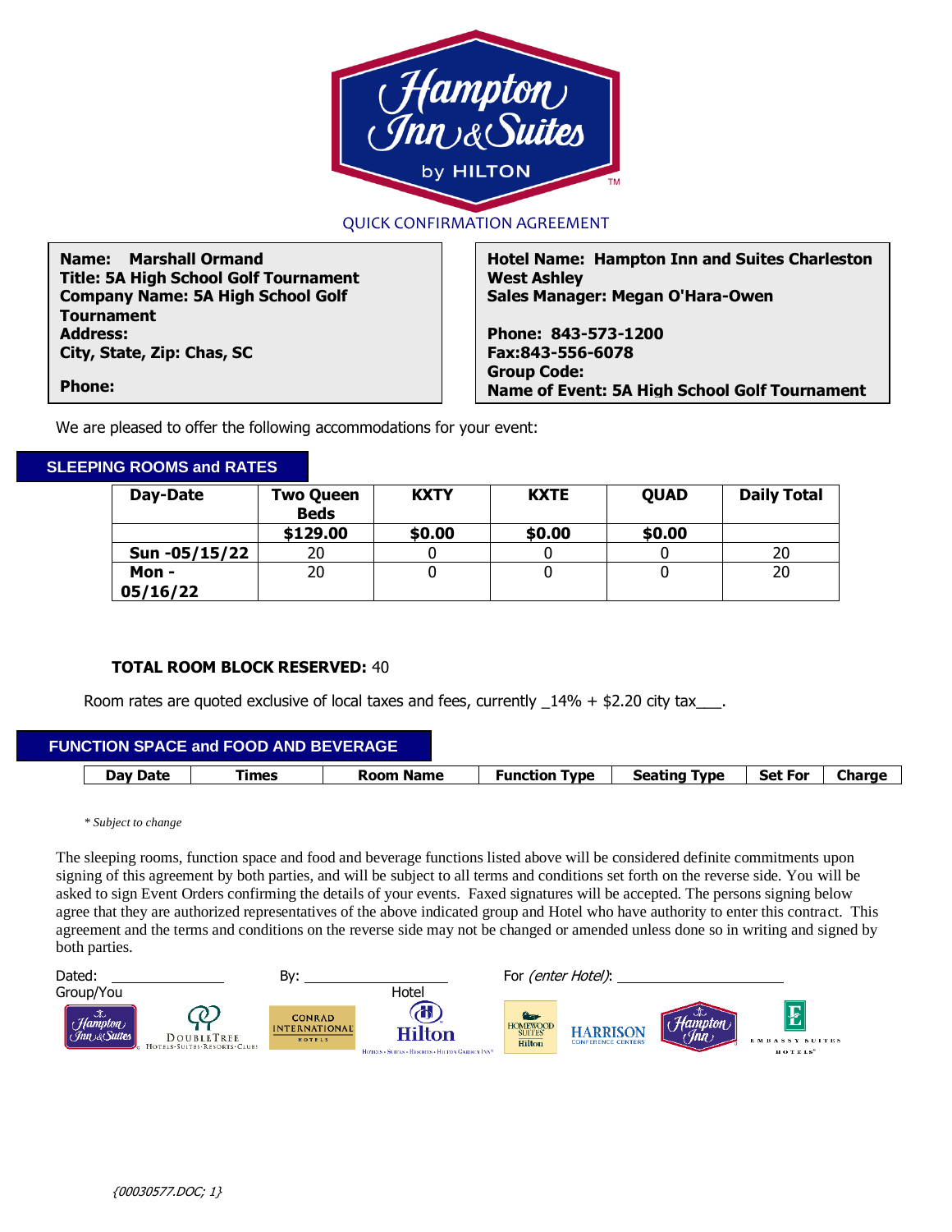# QUICK CONFIRMATION AGREEMENT

**Name: Marshall Ormand**
**Title: 5A High School Golf Tournament**
**Company Name: 5A High School Golf Tournament**
**Address:**
**City, State, Zip: Chas, SC**

**Phone:**

**Hotel Name: Hampton Inn and Suites Charleston West Ashley**
**Sales Manager: Megan O'Hara-Owen**

**Phone: 843-573-1200**
**Fax:843-556-6078**
**Group Code:**
**Name of Event: 5A High School Golf Tournament**

We are pleased to offer the following accommodations for your event:

## SLEEPING ROOMS and RATES

| Day-Date | Two Queen Beds | KXTY | KXTE | QUAD | Daily Total |
|---|---|---|---|---|---|
| | $129.00 | $0.00 | $0.00 | $0.00 | |
| Sun -05/15/22 | 20 | 0 | 0 | 0 | 20 |
| Mon - 05/16/22 | 20 | 0 | 0 | 0 | 20 |

**TOTAL ROOM BLOCK RESERVED:** 40

Room rates are quoted exclusive of local taxes and fees, currently _14% + $2.20 city tax___.

## FUNCTION SPACE and FOOD AND BEVERAGE

| Day Date | Times | Room Name | Function Type | Seating Type | Set For | Charge |
|---|---|---|---|---|---|---|

*\* Subject to change*

The sleeping rooms, function space and food and beverage functions listed above will be considered definite commitments upon signing of this agreement by both parties, and will be subject to all terms and conditions set forth on the reverse side. You will be asked to sign Event Orders confirming the details of your events. Faxed signatures will be accepted. The persons signing below agree that they are authorized representatives of the above indicated group and Hotel who have authority to enter this contract. This agreement and the terms and conditions on the reverse side may not be changed or amended unless done so in writing and signed by both parties.

Dated: ______________ By: ________________ For *(enter Hotel)*: ____________________

Group/You Hotel

{00030577.DOC; 1}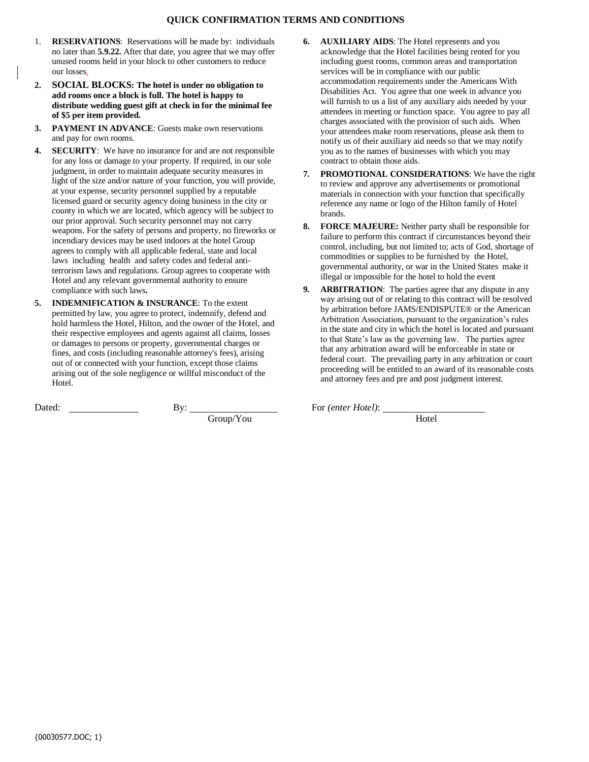# QUICK CONFIRMATION TERMS AND CONDITIONS

1. **RESERVATIONS**: Reservations will be made by: individuals no later than **5.9.22.** After that date, you agree that we may offer unused rooms held in your block to other customers to reduce our losses.

2. **SOCIAL BLOCKS: The hotel is under no obligation to add rooms once a block is full. The hotel is happy to distribute wedding guest gift at check in for the minimal fee of $5 per item provided.**

3. **PAYMENT IN ADVANCE**: Guests make own reservations and pay for own rooms.

4. **SECURITY**: We have no insurance for and are not responsible for any loss or damage to your property. If required, in our sole judgment, in order to maintain adequate security measures in light of the size and/or nature of your function, you will provide, at your expense, security personnel supplied by a reputable licensed guard or security agency doing business in the city or county in which we are located, which agency will be subject to our prior approval. Such security personnel may not carry weapons. For the safety of persons and property, no fireworks or incendiary devices may be used indoors at the hotel Group agrees to comply with all applicable federal, state and local laws including health and safety codes and federal anti-terrorism laws and regulations. Group agrees to cooperate with Hotel and any relevant governmental authority to ensure compliance with such laws**.**

5. **INDEMNIFICATION & INSURANCE**: To the extent permitted by law, you agree to protect, indemnify, defend and hold harmless the Hotel, Hilton, and the owner of the Hotel, and their respective employees and agents against all claims, losses or damages to persons or property, governmental charges or fines, and costs (including reasonable attorney's fees), arising out of or connected with your function, except those claims arising out of the sole negligence or willful misconduct of the Hotel.

6. **AUXILIARY AIDS**: The Hotel represents and you acknowledge that the Hotel facilities being rented for you including guest rooms, common areas and transportation services will be in compliance with our public accommodation requirements under the Americans With Disabilities Act. You agree that one week in advance you will furnish to us a list of any auxiliary aids needed by your attendees in meeting or function space. You agree to pay all charges associated with the provision of such aids. When your attendees make room reservations, please ask them to notify us of their auxiliary aid needs so that we may notify you as to the names of businesses with which you may contract to obtain those aids.

7. **PROMOTIONAL CONSIDERATIONS**: We have the right to review and approve any advertisements or promotional materials in connection with your function that specifically reference any name or logo of the Hilton family of Hotel brands.

8. **FORCE MAJEURE:** Neither party shall be responsible for failure to perform this contract if circumstances beyond their control, including, but not limited to; acts of God, shortage of commodities or supplies to be furnished by the Hotel, governmental authority, or war in the United States make it illegal or impossible for the hotel to hold the event

9. **ARBITRATION**: The parties agree that any dispute in any way arising out of or relating to this contract will be resolved by arbitration before JAMS/ENDISPUTE® or the American Arbitration Association, pursuant to the organization's rules in the state and city in which the hotel is located and pursuant to that State's law as the governing law. The parties agree that any arbitration award will be enforceable in state or federal court. The prevailing party in any arbitration or court proceeding will be entitled to an award of its reasonable costs and attorney fees and pre and post judgment interest.

Dated: ______________ By: __________________ For *(enter Hotel)*: ____________________

Group/You Hotel

{00030577.DOC; 1}